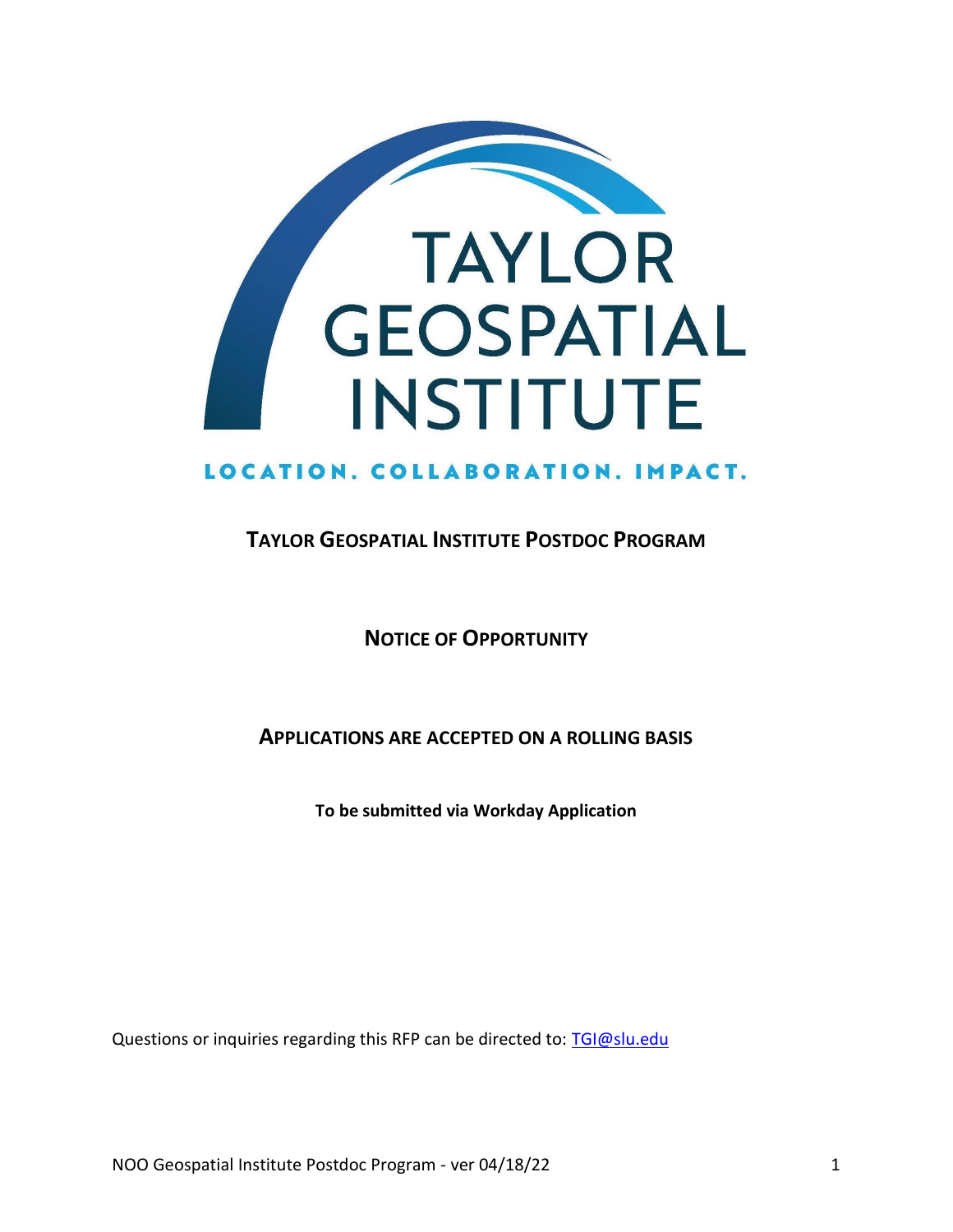# TAYLOR GEOSPATIAL INSTITUTE

LOCATION. COLLABORATION. IMPACT.

## TAYLOR GEOSPATIAL INSTITUTE POSTDOC PROGRAM

## NOTICE OF OPPORTUNITY

## APPLICATIONS ARE ACCEPTED ON A ROLLING BASIS

**To be submitted via Workday Application**

Questions or inquiries regarding this RFP can be directed to: [TGI@slu.edu](mailto:TGI@slu.edu)

NOO Geospatial Institute Postdoc Program - ver 04/18/22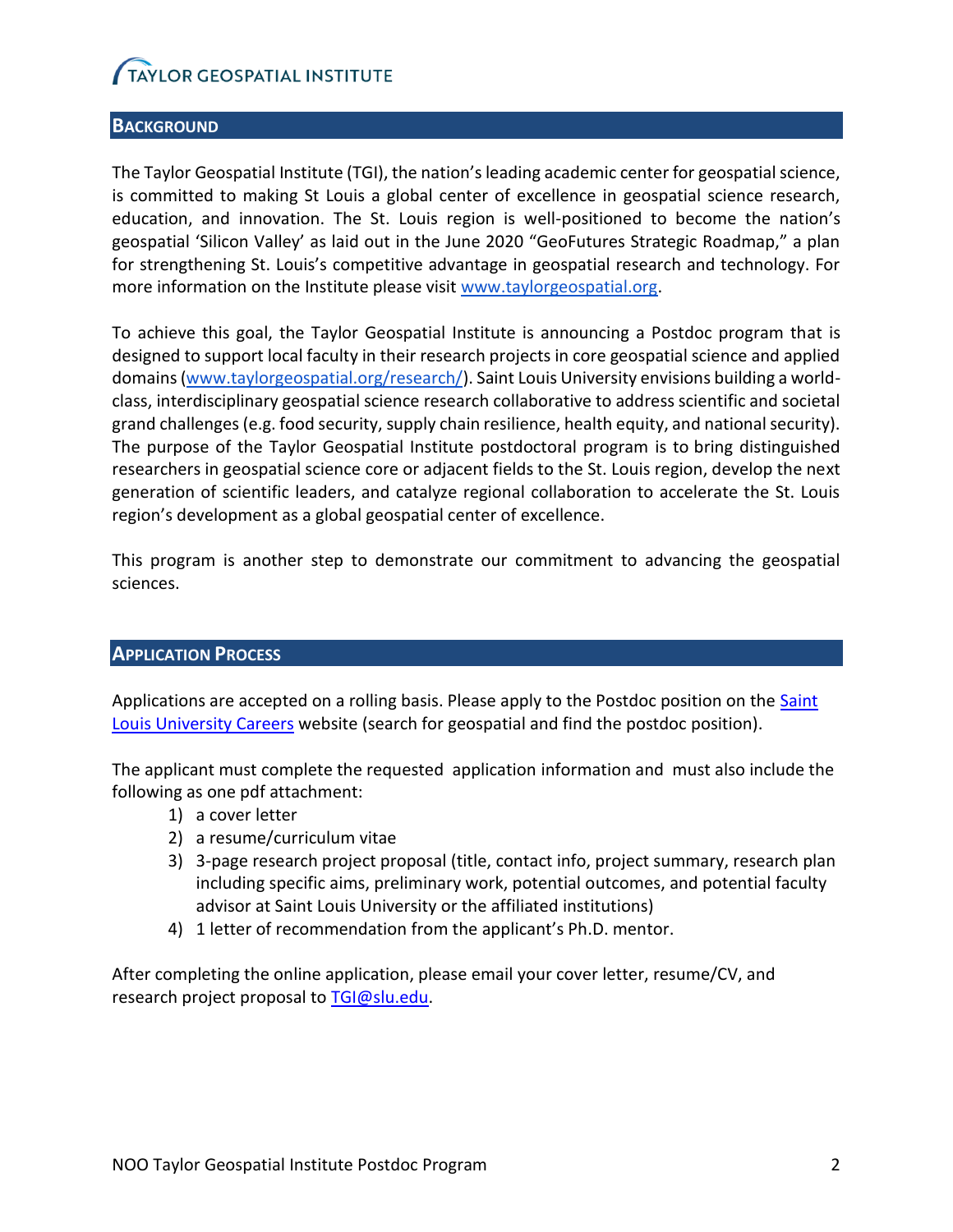## BACKGROUND

The Taylor Geospatial Institute (TGI), the nation's leading academic center for geospatial science, is committed to making St Louis a global center of excellence in geospatial science research, education, and innovation. The St. Louis region is well-positioned to become the nation's geospatial 'Silicon Valley' as laid out in the June 2020 "GeoFutures Strategic Roadmap," a plan for strengthening St. Louis's competitive advantage in geospatial research and technology. For more information on the Institute please visit [www.taylorgeospatial.org](www.taylorgeospatial.org).

To achieve this goal, the Taylor Geospatial Institute is announcing a Postdoc program that is designed to support local faculty in their research projects in core geospatial science and applied domains ([www.taylorgeospatial.org/research/](www.taylorgeospatial.org/research/)). Saint Louis University envisions building a world-class, interdisciplinary geospatial science research collaborative to address scientific and societal grand challenges (e.g. food security, supply chain resilience, health equity, and national security). The purpose of the Taylor Geospatial Institute postdoctoral program is to bring distinguished researchers in geospatial science core or adjacent fields to the St. Louis region, develop the next generation of scientific leaders, and catalyze regional collaboration to accelerate the St. Louis region's development as a global geospatial center of excellence.

This program is another step to demonstrate our commitment to advancing the geospatial sciences.

## APPLICATION PROCESS

Applications are accepted on a rolling basis. Please apply to the Postdoc position on the Saint Louis University Careers website (search for geospatial and find the postdoc position).

The applicant must complete the requested application information and must also include the following as one pdf attachment:

1) a cover letter
2) a resume/curriculum vitae
3) 3-page research project proposal (title, contact info, project summary, research plan including specific aims, preliminary work, potential outcomes, and potential faculty advisor at Saint Louis University or the affiliated institutions)
4) 1 letter of recommendation from the applicant's Ph.D. mentor.

After completing the online application, please email your cover letter, resume/CV, and research project proposal to TGI@slu.edu.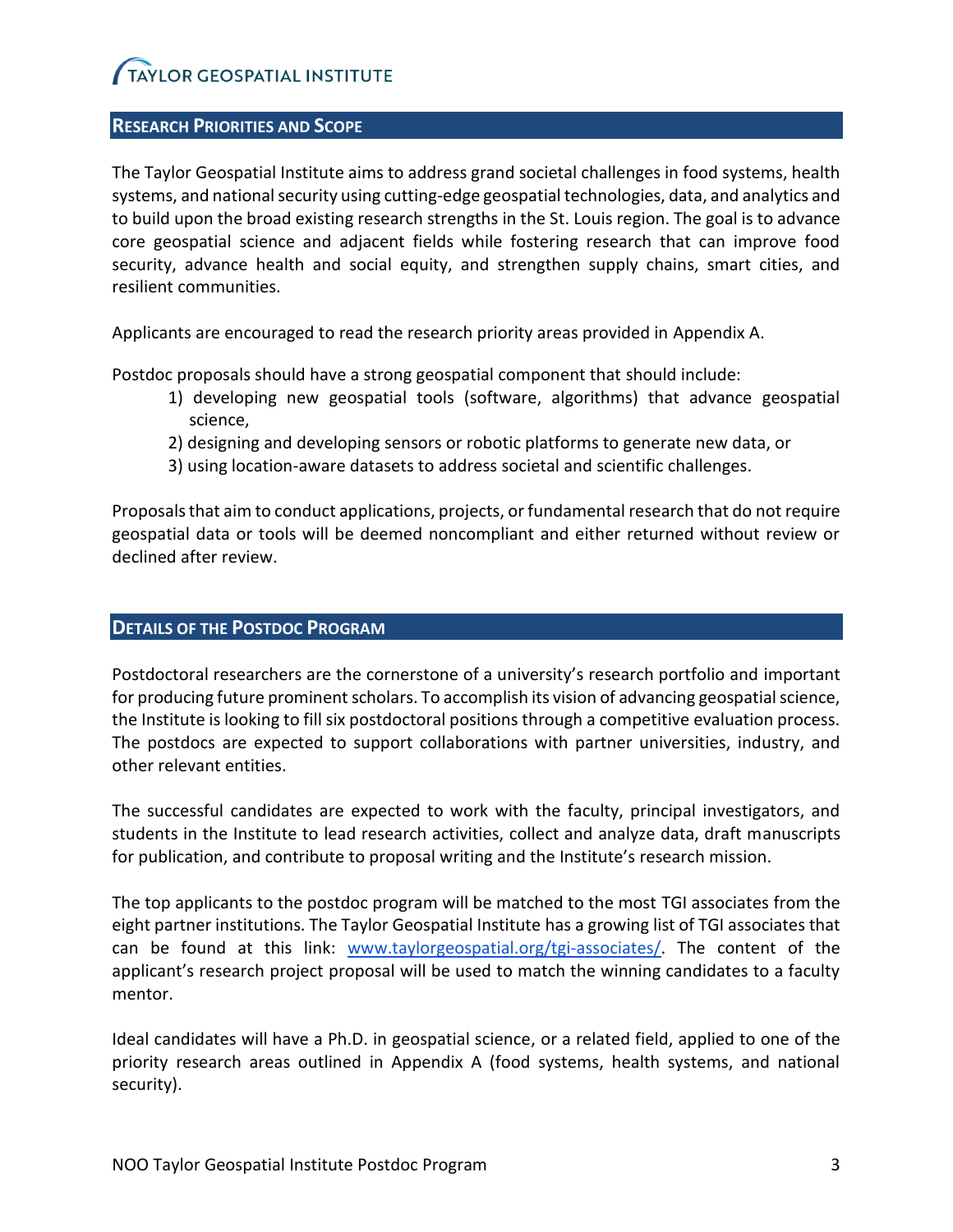## Research Priorities and Scope

The Taylor Geospatial Institute aims to address grand societal challenges in food systems, health systems, and national security using cutting-edge geospatial technologies, data, and analytics and to build upon the broad existing research strengths in the St. Louis region. The goal is to advance core geospatial science and adjacent fields while fostering research that can improve food security, advance health and social equity, and strengthen supply chains, smart cities, and resilient communities.

Applicants are encouraged to read the research priority areas provided in Appendix A.

Postdoc proposals should have a strong geospatial component that should include:

1) developing new geospatial tools (software, algorithms) that advance geospatial science,
2) designing and developing sensors or robotic platforms to generate new data, or
3) using location-aware datasets to address societal and scientific challenges.

Proposals that aim to conduct applications, projects, or fundamental research that do not require geospatial data or tools will be deemed noncompliant and either returned without review or declined after review.

## Details of the Postdoc Program

Postdoctoral researchers are the cornerstone of a university's research portfolio and important for producing future prominent scholars. To accomplish its vision of advancing geospatial science, the Institute is looking to fill six postdoctoral positions through a competitive evaluation process. The postdocs are expected to support collaborations with partner universities, industry, and other relevant entities.

The successful candidates are expected to work with the faculty, principal investigators, and students in the Institute to lead research activities, collect and analyze data, draft manuscripts for publication, and contribute to proposal writing and the Institute's research mission.

The top applicants to the postdoc program will be matched to the most TGI associates from the eight partner institutions. The Taylor Geospatial Institute has a growing list of TGI associates that can be found at this link: [www.taylorgeospatial.org/tgi-associates/](www.taylorgeospatial.org/tgi-associates/). The content of the applicant's research project proposal will be used to match the winning candidates to a faculty mentor.

Ideal candidates will have a Ph.D. in geospatial science, or a related field, applied to one of the priority research areas outlined in Appendix A (food systems, health systems, and national security).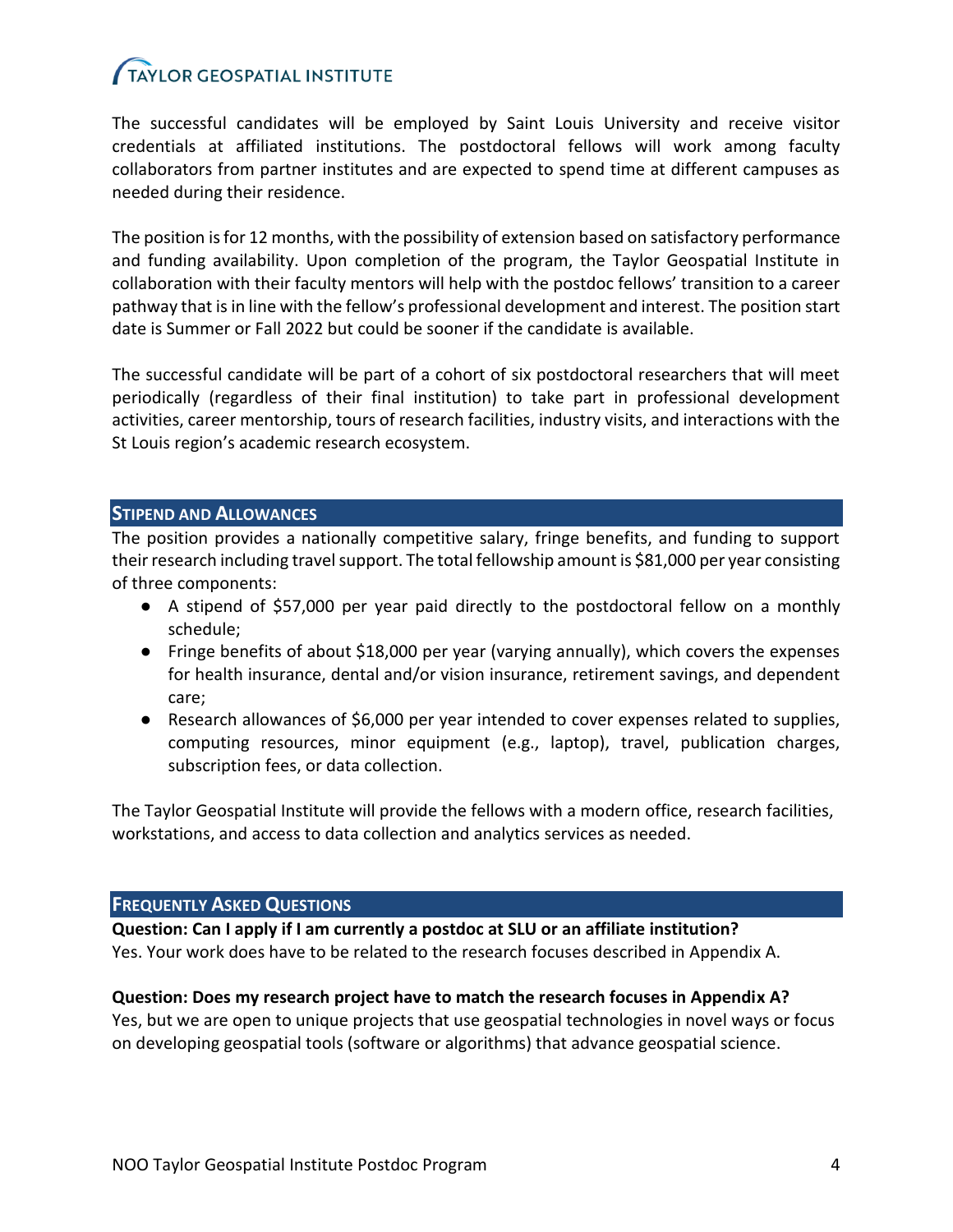The successful candidates will be employed by Saint Louis University and receive visitor credentials at affiliated institutions. The postdoctoral fellows will work among faculty collaborators from partner institutes and are expected to spend time at different campuses as needed during their residence.

The position is for 12 months, with the possibility of extension based on satisfactory performance and funding availability. Upon completion of the program, the Taylor Geospatial Institute in collaboration with their faculty mentors will help with the postdoc fellows' transition to a career pathway that is in line with the fellow's professional development and interest. The position start date is Summer or Fall 2022 but could be sooner if the candidate is available.

The successful candidate will be part of a cohort of six postdoctoral researchers that will meet periodically (regardless of their final institution) to take part in professional development activities, career mentorship, tours of research facilities, industry visits, and interactions with the St Louis region's academic research ecosystem.

## Stipend and Allowances

The position provides a nationally competitive salary, fringe benefits, and funding to support their research including travel support. The total fellowship amount is $81,000 per year consisting of three components:

- A stipend of $57,000 per year paid directly to the postdoctoral fellow on a monthly schedule;
- Fringe benefits of about $18,000 per year (varying annually), which covers the expenses for health insurance, dental and/or vision insurance, retirement savings, and dependent care;
- Research allowances of $6,000 per year intended to cover expenses related to supplies, computing resources, minor equipment (e.g., laptop), travel, publication charges, subscription fees, or data collection.

The Taylor Geospatial Institute will provide the fellows with a modern office, research facilities, workstations, and access to data collection and analytics services as needed.

## Frequently Asked Questions

**Question: Can I apply if I am currently a postdoc at SLU or an affiliate institution?**
Yes. Your work does have to be related to the research focuses described in Appendix A.

**Question: Does my research project have to match the research focuses in Appendix A?**
Yes, but we are open to unique projects that use geospatial technologies in novel ways or focus on developing geospatial tools (software or algorithms) that advance geospatial science.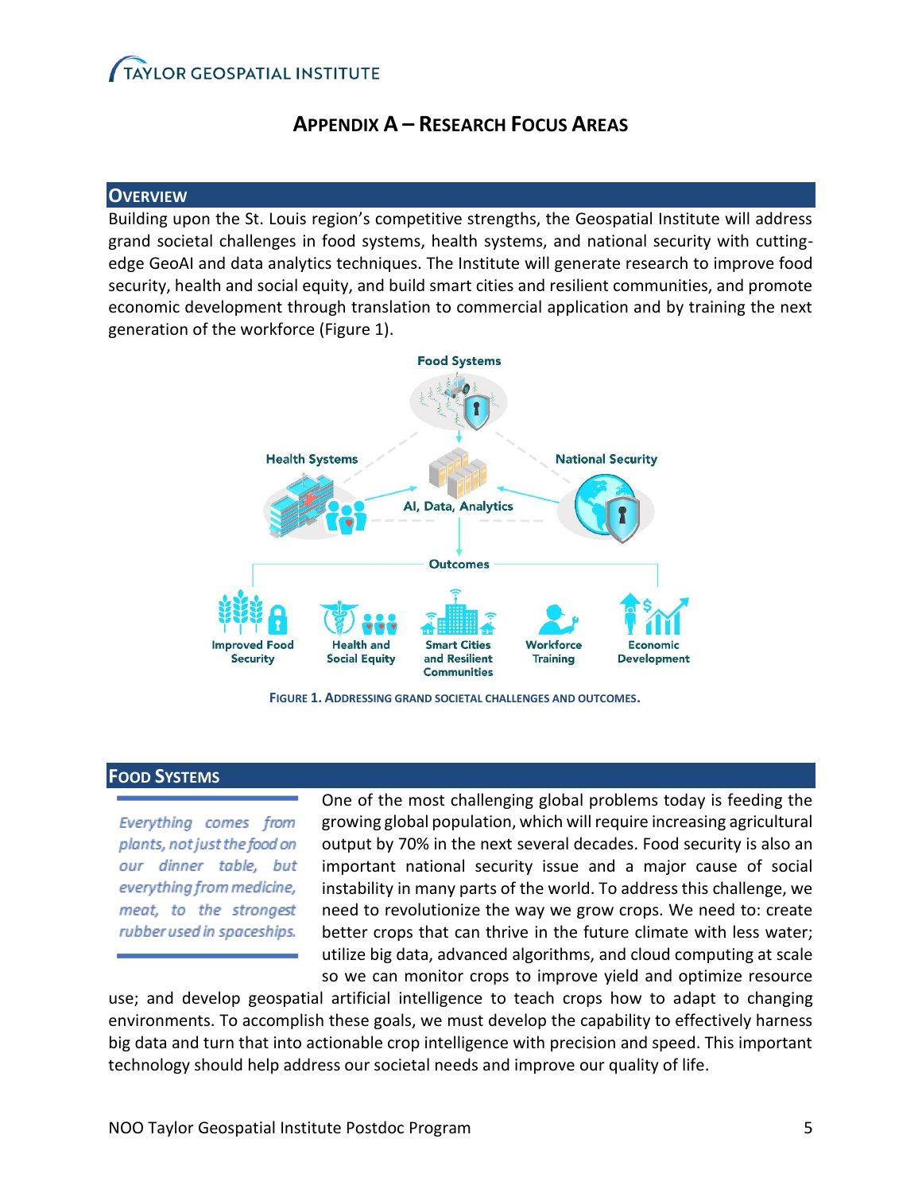## APPENDIX A – RESEARCH FOCUS AREAS

### OVERVIEW

Building upon the St. Louis region's competitive strengths, the Geospatial Institute will address grand societal challenges in food systems, health systems, and national security with cutting-edge GeoAI and data analytics techniques. The Institute will generate research to improve food security, health and social equity, and build smart cities and resilient communities, and promote economic development through translation to commercial application and by training the next generation of the workforce (Figure 1).

FIGURE 1. ADDRESSING GRAND SOCIETAL CHALLENGES AND OUTCOMES.

### FOOD SYSTEMS

*Everything comes from plants, not just the food on our dinner table, but everything from medicine, meat, to the strongest rubber used in spaceships.*

One of the most challenging global problems today is feeding the growing global population, which will require increasing agricultural output by 70% in the next several decades. Food security is also an important national security issue and a major cause of social instability in many parts of the world. To address this challenge, we need to revolutionize the way we grow crops. We need to: create better crops that can thrive in the future climate with less water; utilize big data, advanced algorithms, and cloud computing at scale so we can monitor crops to improve yield and optimize resource use; and develop geospatial artificial intelligence to teach crops how to adapt to changing environments. To accomplish these goals, we must develop the capability to effectively harness big data and turn that into actionable crop intelligence with precision and speed. This important technology should help address our societal needs and improve our quality of life.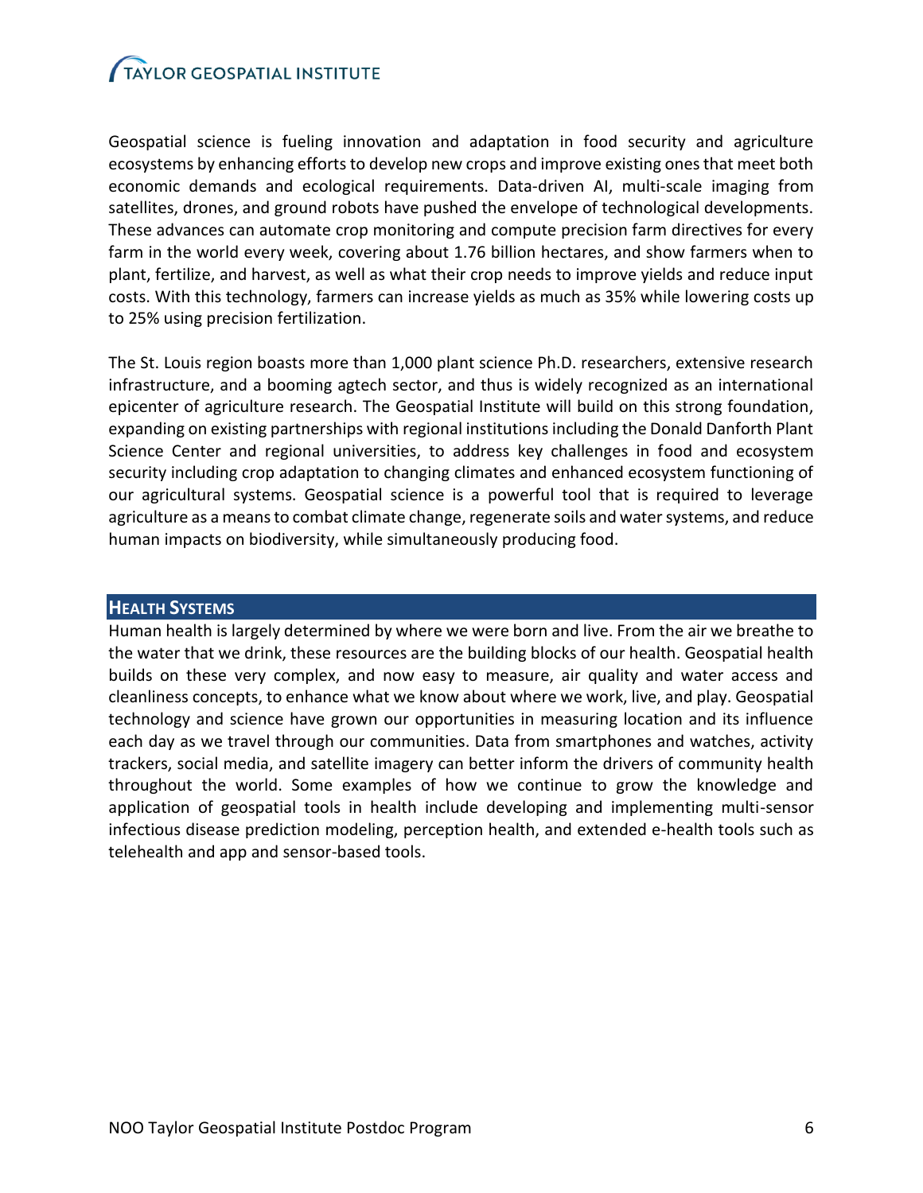Geospatial science is fueling innovation and adaptation in food security and agriculture ecosystems by enhancing efforts to develop new crops and improve existing ones that meet both economic demands and ecological requirements. Data-driven AI, multi-scale imaging from satellites, drones, and ground robots have pushed the envelope of technological developments. These advances can automate crop monitoring and compute precision farm directives for every farm in the world every week, covering about 1.76 billion hectares, and show farmers when to plant, fertilize, and harvest, as well as what their crop needs to improve yields and reduce input costs. With this technology, farmers can increase yields as much as 35% while lowering costs up to 25% using precision fertilization.

The St. Louis region boasts more than 1,000 plant science Ph.D. researchers, extensive research infrastructure, and a booming agtech sector, and thus is widely recognized as an international epicenter of agriculture research. The Geospatial Institute will build on this strong foundation, expanding on existing partnerships with regional institutions including the Donald Danforth Plant Science Center and regional universities, to address key challenges in food and ecosystem security including crop adaptation to changing climates and enhanced ecosystem functioning of our agricultural systems. Geospatial science is a powerful tool that is required to leverage agriculture as a means to combat climate change, regenerate soils and water systems, and reduce human impacts on biodiversity, while simultaneously producing food.

## Health Systems

Human health is largely determined by where we were born and live. From the air we breathe to the water that we drink, these resources are the building blocks of our health. Geospatial health builds on these very complex, and now easy to measure, air quality and water access and cleanliness concepts, to enhance what we know about where we work, live, and play. Geospatial technology and science have grown our opportunities in measuring location and its influence each day as we travel through our communities. Data from smartphones and watches, activity trackers, social media, and satellite imagery can better inform the drivers of community health throughout the world. Some examples of how we continue to grow the knowledge and application of geospatial tools in health include developing and implementing multi-sensor infectious disease prediction modeling, perception health, and extended e-health tools such as telehealth and app and sensor-based tools.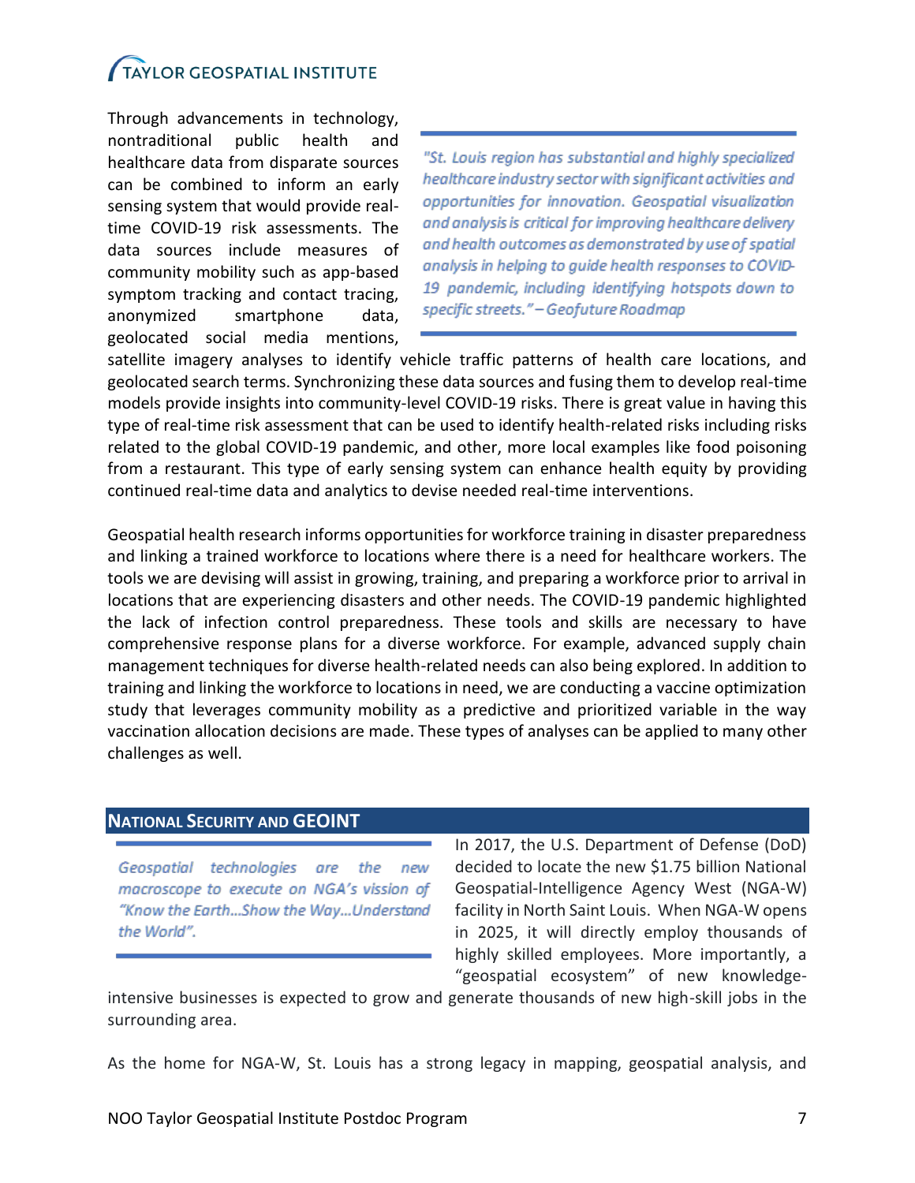Through advancements in technology, nontraditional public health and healthcare data from disparate sources can be combined to inform an early sensing system that would provide real-time COVID-19 risk assessments. The data sources include measures of community mobility such as app-based symptom tracking and contact tracing, anonymized smartphone data, geolocated social media mentions, satellite imagery analyses to identify vehicle traffic patterns of health care locations, and geolocated search terms. Synchronizing these data sources and fusing them to develop real-time models provide insights into community-level COVID-19 risks. There is great value in having this type of real-time risk assessment that can be used to identify health-related risks including risks related to the global COVID-19 pandemic, and other, more local examples like food poisoning from a restaurant. This type of early sensing system can enhance health equity by providing continued real-time data and analytics to devise needed real-time interventions.

> *"St. Louis region has substantial and highly specialized healthcare industry sector with significant activities and opportunities for innovation. Geospatial visualization and analysis is critical for improving healthcare delivery and health outcomes as demonstrated by use of spatial analysis in helping to guide health responses to COVID-19 pandemic, including identifying hotspots down to specific streets." – Geofuture Roadmap*

Geospatial health research informs opportunities for workforce training in disaster preparedness and linking a trained workforce to locations where there is a need for healthcare workers. The tools we are devising will assist in growing, training, and preparing a workforce prior to arrival in locations that are experiencing disasters and other needs. The COVID-19 pandemic highlighted the lack of infection control preparedness. These tools and skills are necessary to have comprehensive response plans for a diverse workforce. For example, advanced supply chain management techniques for diverse health-related needs can also being explored. In addition to training and linking the workforce to locations in need, we are conducting a vaccine optimization study that leverages community mobility as a predictive and prioritized variable in the way vaccination allocation decisions are made. These types of analyses can be applied to many other challenges as well.

## National Security and GEOINT

> *Geospatial technologies are the new macroscope to execute on NGA's vission of "Know the Earth…Show the Way…Understand the World".*

In 2017, the U.S. Department of Defense (DoD) decided to locate the new $1.75 billion National Geospatial-Intelligence Agency West (NGA-W) facility in North Saint Louis. When NGA-W opens in 2025, it will directly employ thousands of highly skilled employees. More importantly, a "geospatial ecosystem" of new knowledge-intensive businesses is expected to grow and generate thousands of new high-skill jobs in the surrounding area.

As the home for NGA-W, St. Louis has a strong legacy in mapping, geospatial analysis, and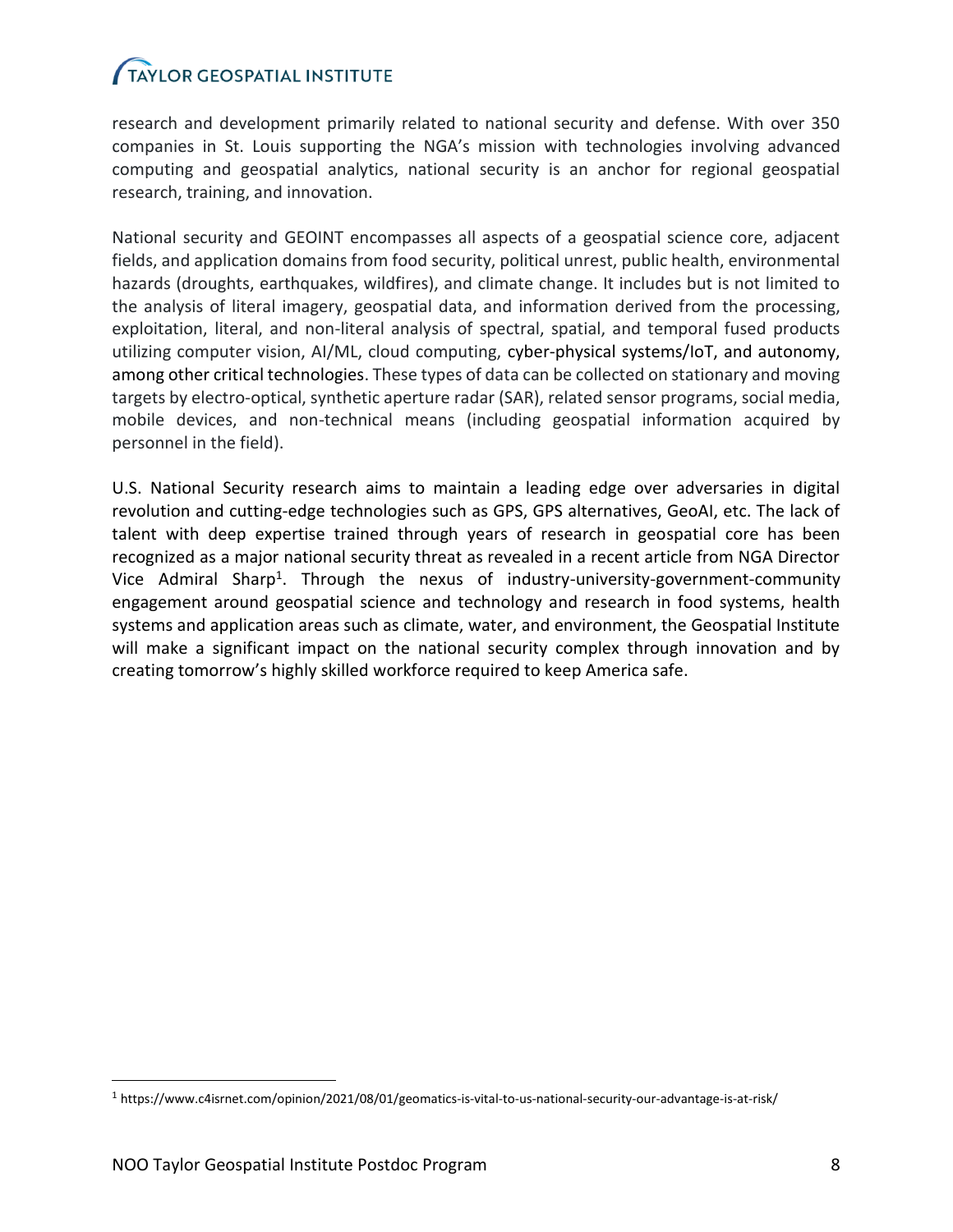research and development primarily related to national security and defense. With over 350 companies in St. Louis supporting the NGA's mission with technologies involving advanced computing and geospatial analytics, national security is an anchor for regional geospatial research, training, and innovation.

National security and GEOINT encompasses all aspects of a geospatial science core, adjacent fields, and application domains from food security, political unrest, public health, environmental hazards (droughts, earthquakes, wildfires), and climate change. It includes but is not limited to the analysis of literal imagery, geospatial data, and information derived from the processing, exploitation, literal, and non-literal analysis of spectral, spatial, and temporal fused products utilizing computer vision, AI/ML, cloud computing, cyber-physical systems/IoT, and autonomy, among other critical technologies. These types of data can be collected on stationary and moving targets by electro-optical, synthetic aperture radar (SAR), related sensor programs, social media, mobile devices, and non-technical means (including geospatial information acquired by personnel in the field).

U.S. National Security research aims to maintain a leading edge over adversaries in digital revolution and cutting-edge technologies such as GPS, GPS alternatives, GeoAI, etc. The lack of talent with deep expertise trained through years of research in geospatial core has been recognized as a major national security threat as revealed in a recent article from NGA Director Vice Admiral Sharp[1]. Through the nexus of industry-university-government-community engagement around geospatial science and technology and research in food systems, health systems and application areas such as climate, water, and environment, the Geospatial Institute will make a significant impact on the national security complex through innovation and by creating tomorrow's highly skilled workforce required to keep America safe.

[1] https://www.c4isrnet.com/opinion/2021/08/01/geomatics-is-vital-to-us-national-security-our-advantage-is-at-risk/